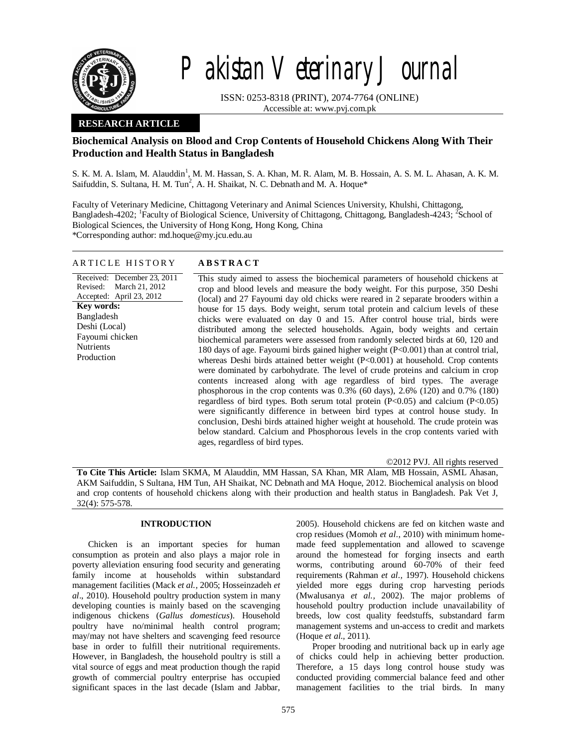# Pakistan Veterinary Journal

ISSN: 0253-8318 (PRINT), 2074-7764 (ONLINE)
Accessible at: www.pvj.com.pk

**RESEARCH ARTICLE**

## Biochemical Analysis on Blood and Crop Contents of Household Chickens Along With Their Production and Health Status in Bangladesh

S. K. M. A. Islam, M. Alauddin[1], M. M. Hassan, S. A. Khan, M. R. Alam, M. B. Hossain, A. S. M. L. Ahasan, A. K. M. Saifuddin, S. Sultana, H. M. Tun[2], A. H. Shaikat, N. C. Debnath and M. A. Hoque*

Faculty of Veterinary Medicine, Chittagong Veterinary and Animal Sciences University, Khulshi, Chittagong, Bangladesh-4202; [1]Faculty of Biological Science, University of Chittagong, Chittagong, Bangladesh-4243; [2]School of Biological Sciences, the University of Hong Kong, Hong Kong, China
*Corresponding author: md.hoque@my.jcu.edu.au

**ARTICLE HISTORY**

Received: December 23, 2011
Revised: March 21, 2012
Accepted: April 23, 2012

**Key words:**
Bangladesh
Deshi (Local)
Fayoumi chicken
Nutrients
Production

**ABSTRACT**

This study aimed to assess the biochemical parameters of household chickens at crop and blood levels and measure the body weight. For this purpose, 350 Deshi (local) and 27 Fayoumi day old chicks were reared in 2 separate brooders within a house for 15 days. Body weight, serum total protein and calcium levels of these chicks were evaluated on day 0 and 15. After control house trial, birds were distributed among the selected households. Again, body weights and certain biochemical parameters were assessed from randomly selected birds at 60, 120 and 180 days of age. Fayoumi birds gained higher weight ($P<0.001$) than at control trial, whereas Deshi birds attained better weight ($P<0.001$) at household. Crop contents were dominated by carbohydrate. The level of crude proteins and calcium in crop contents increased along with age regardless of bird types. The average phosphorous in the crop contents was 0.3% (60 days), 2.6% (120) and 0.7% (180) regardless of bird types. Both serum total protein ($P<0.05$) and calcium ($P<0.05$) were significantly difference in between bird types at control house study. In conclusion, Deshi birds attained higher weight at household. The crude protein was below standard. Calcium and Phosphorous levels in the crop contents varied with ages, regardless of bird types.

©2012 PVJ. All rights reserved

**To Cite This Article:** Islam SKMA, M Alauddin, MM Hassan, SA Khan, MR Alam, MB Hossain, ASML Ahasan, AKM Saifuddin, S Sultana, HM Tun, AH Shaikat, NC Debnath and MA Hoque, 2012. Biochemical analysis on blood and crop contents of household chickens along with their production and health status in Bangladesh. Pak Vet J, 32(4): 575-578.

## INTRODUCTION

Chicken is an important species for human consumption as protein and also plays a major role in poverty alleviation ensuring food security and generating family income at households within substandard management facilities (Mack *et al.,* 2005; Hosseinzadeh *et al*., 2010). Household poultry production system in many developing counties is mainly based on the scavenging indigenous chickens (*Gallus domesticus*). Household poultry have no/minimal health control program; may/may not have shelters and scavenging feed resource base in order to fulfill their nutritional requirements. However, in Bangladesh, the household poultry is still a vital source of eggs and meat production though the rapid growth of commercial poultry enterprise has occupied significant spaces in the last decade (Islam and Jabbar, 2005). Household chickens are fed on kitchen waste and crop residues (Momoh *et al.,* 2010) with minimum home-made feed supplementation and allowed to scavenge around the homestead for forging insects and earth worms, contributing around 60-70% of their feed requirements (Rahman *et al.,* 1997). Household chickens yielded more eggs during crop harvesting periods (Mwalusanya *et al.,* 2002). The major problems of household poultry production include unavailability of breeds, low cost quality feedstuffs, substandard farm management systems and un-access to credit and markets (Hoque *et al.,* 2011).

Proper brooding and nutritional back up in early age of chicks could help in achieving better production. Therefore, a 15 days long control house study was conducted providing commercial balance feed and other management facilities to the trial birds. In many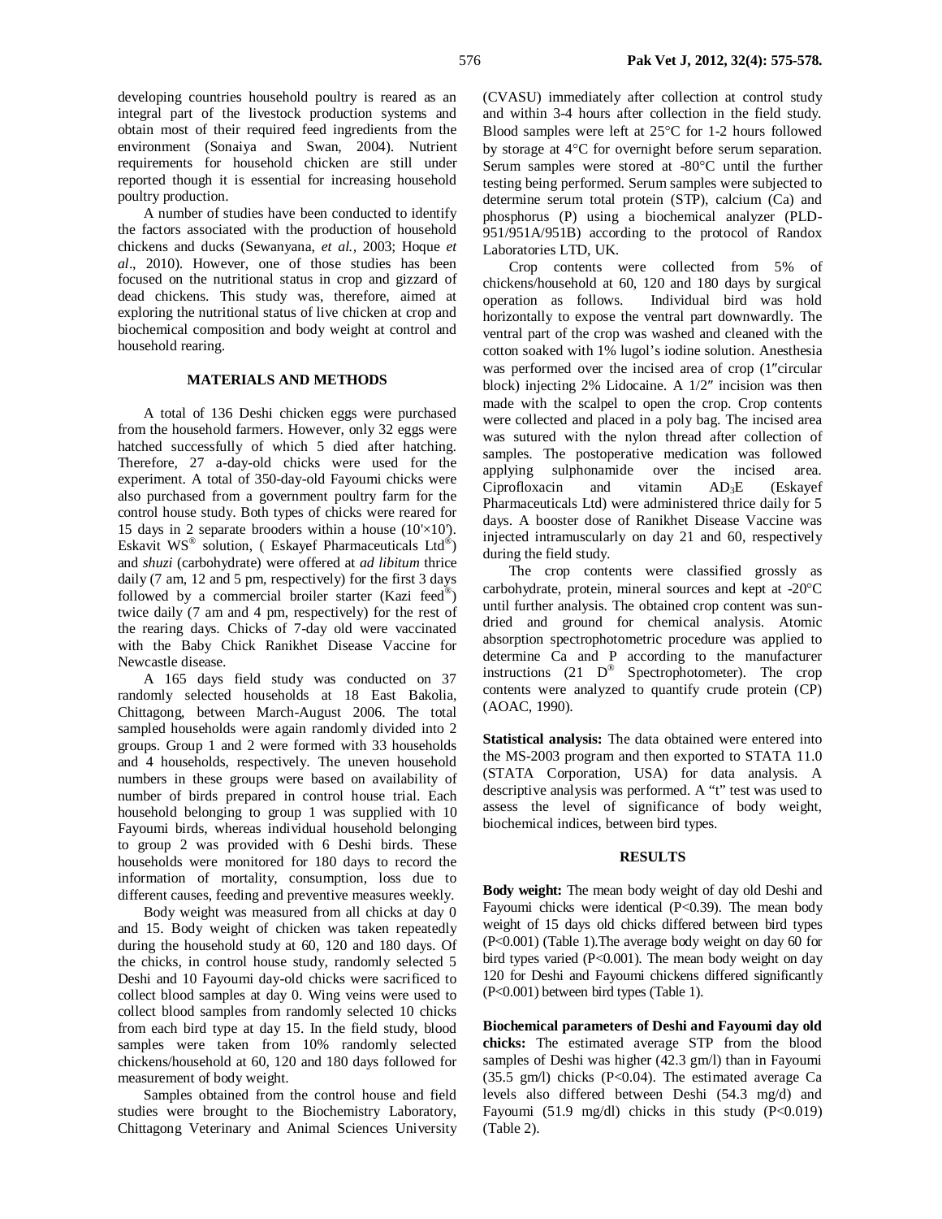developing countries household poultry is reared as an integral part of the livestock production systems and obtain most of their required feed ingredients from the environment (Sonaiya and Swan, 2004). Nutrient requirements for household chicken are still under reported though it is essential for increasing household poultry production.

A number of studies have been conducted to identify the factors associated with the production of household chickens and ducks (Sewanyana, *et al.*, 2003; Hoque *et al*., 2010). However, one of those studies has been focused on the nutritional status in crop and gizzard of dead chickens. This study was, therefore, aimed at exploring the nutritional status of live chicken at crop and biochemical composition and body weight at control and household rearing.

## MATERIALS AND METHODS

A total of 136 Deshi chicken eggs were purchased from the household farmers. However, only 32 eggs were hatched successfully of which 5 died after hatching. Therefore, 27 a-day-old chicks were used for the experiment. A total of 350-day-old Fayoumi chicks were also purchased from a government poultry farm for the control house study. Both types of chicks were reared for 15 days in 2 separate brooders within a house (10'×10'). Eskavit WS® solution, ( Eskayef Pharmaceuticals Ltd®) and *shuzi* (carbohydrate) were offered at *ad libitum* thrice daily (7 am, 12 and 5 pm, respectively) for the first 3 days followed by a commercial broiler starter (Kazi feed®) twice daily (7 am and 4 pm, respectively) for the rest of the rearing days. Chicks of 7-day old were vaccinated with the Baby Chick Ranikhet Disease Vaccine for Newcastle disease.

A 165 days field study was conducted on 37 randomly selected households at 18 East Bakolia, Chittagong, between March-August 2006. The total sampled households were again randomly divided into 2 groups. Group 1 and 2 were formed with 33 households and 4 households, respectively. The uneven household numbers in these groups were based on availability of number of birds prepared in control house trial. Each household belonging to group 1 was supplied with 10 Fayoumi birds, whereas individual household belonging to group 2 was provided with 6 Deshi birds. These households were monitored for 180 days to record the information of mortality, consumption, loss due to different causes, feeding and preventive measures weekly.

Body weight was measured from all chicks at day 0 and 15. Body weight of chicken was taken repeatedly during the household study at 60, 120 and 180 days. Of the chicks, in control house study, randomly selected 5 Deshi and 10 Fayoumi day-old chicks were sacrificed to collect blood samples at day 0. Wing veins were used to collect blood samples from randomly selected 10 chicks from each bird type at day 15. In the field study, blood samples were taken from 10% randomly selected chickens/household at 60, 120 and 180 days followed for measurement of body weight.

Samples obtained from the control house and field studies were brought to the Biochemistry Laboratory, Chittagong Veterinary and Animal Sciences University (CVASU) immediately after collection at control study and within 3-4 hours after collection in the field study. Blood samples were left at 25°C for 1-2 hours followed by storage at 4°C for overnight before serum separation. Serum samples were stored at -80°C until the further testing being performed. Serum samples were subjected to determine serum total protein (STP), calcium (Ca) and phosphorus (P) using a biochemical analyzer (PLD-951/951A/951B) according to the protocol of Randox Laboratories LTD, UK.

Crop contents were collected from 5% of chickens/household at 60, 120 and 180 days by surgical operation as follows. Individual bird was hold horizontally to expose the ventral part downwardly. The ventral part of the crop was washed and cleaned with the cotton soaked with 1% lugol's iodine solution. Anesthesia was performed over the incised area of crop (1″circular block) injecting 2% Lidocaine. A 1/2″ incision was then made with the scalpel to open the crop. Crop contents were collected and placed in a poly bag. The incised area was sutured with the nylon thread after collection of samples. The postoperative medication was followed applying sulphonamide over the incised area. Ciprofloxacin and vitamin $AD_3E$ (Eskayef Pharmaceuticals Ltd) were administered thrice daily for 5 days. A booster dose of Ranikhet Disease Vaccine was injected intramuscularly on day 21 and 60, respectively during the field study.

The crop contents were classified grossly as carbohydrate, protein, mineral sources and kept at -20°C until further analysis. The obtained crop content was sun-dried and ground for chemical analysis. Atomic absorption spectrophotometric procedure was applied to determine Ca and P according to the manufacturer instructions (21 D® Spectrophotometer). The crop contents were analyzed to quantify crude protein (CP) (AOAC, 1990).

**Statistical analysis:** The data obtained were entered into the MS-2003 program and then exported to STATA 11.0 (STATA Corporation, USA) for data analysis. A descriptive analysis was performed. A "t" test was used to assess the level of significance of body weight, biochemical indices, between bird types.

## RESULTS

**Body weight:** The mean body weight of day old Deshi and Fayoumi chicks were identical (P<0.39). The mean body weight of 15 days old chicks differed between bird types (P<0.001) (Table 1).The average body weight on day 60 for bird types varied (P<0.001). The mean body weight on day 120 for Deshi and Fayoumi chickens differed significantly (P<0.001) between bird types (Table 1).

**Biochemical parameters of Deshi and Fayoumi day old chicks:** The estimated average STP from the blood samples of Deshi was higher (42.3 gm/l) than in Fayoumi (35.5 gm/l) chicks (P<0.04). The estimated average Ca levels also differed between Deshi (54.3 mg/d) and Fayoumi (51.9 mg/dl) chicks in this study (P<0.019) (Table 2).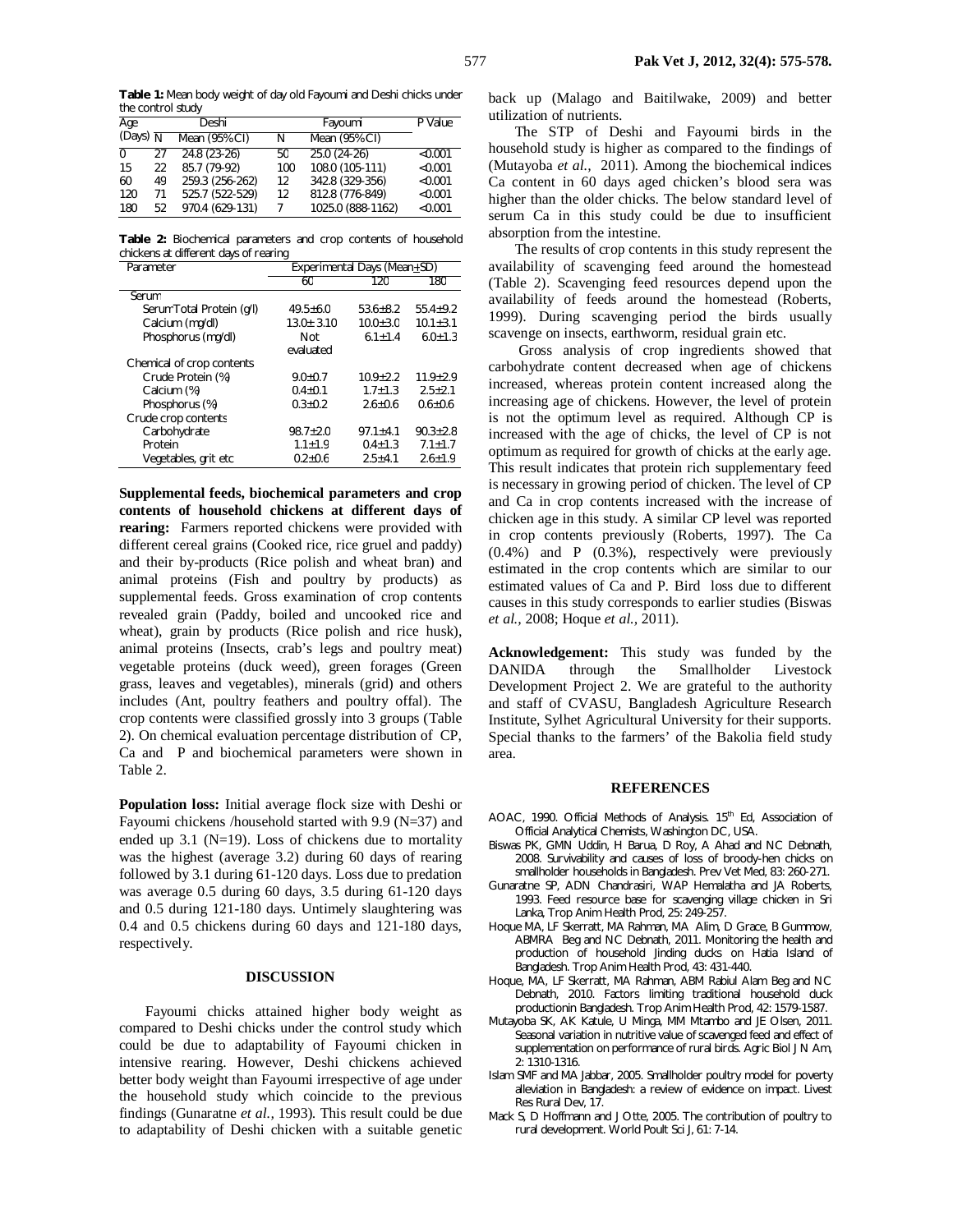**Table 1:** Mean body weight of day old Fayoumi and Deshi chicks under the control study

| Age (Days) | Deshi | | Fayoumi | | P Value |
|---|---|---|---|---|---|
| | N | Mean (95%CI) | N | Mean (95%CI) | |
| 0 | 27 | 24.8 (23-26) | 50 | 25.0 (24-26) | <0.001 |
| 15 | 22 | 85.7 (79-92) | 100 | 108.0 (105-111) | <0.001 |
| 60 | 49 | 259.3 (256-262) | 12 | 342.8 (329-356) | <0.001 |
| 120 | 71 | 525.7 (522-529) | 12 | 812.8 (776-849) | <0.001 |
| 180 | 52 | 970.4 (629-131) | 7 | 1025.0 (888-1162) | <0.001 |

**Table 2:** Biochemical parameters and crop contents of household chickens at different days of rearing

| Parameter | Experimental Days (Mean±SD) | | |
|---|---|---|---|
| | 60 | 120 | 180 |
| Serum | | | |
| Serum Total Protein (g/l) | 49.5±6.0 | 53.6±8.2 | 55.4±9.2 |
| Calcium (mg/dl) | 13.0± 3.10 | 10.0±3.0 | 10.1±3.1 |
| Phosphorus (mg/dl) | Not evaluated | 6.1±1.4 | 6.0±1.3 |
| Chemical of crop contents | | | |
| Crude Protein (%) | 9.0±0.7 | 10.9±2.2 | 11.9±2.9 |
| Calcium (%) | 0.4±0.1 | 1.7±1.3 | 2.5±2.1 |
| Phosphorus (%) | 0.3±0.2 | 2.6±0.6 | 0.6±0.6 |
| Crude crop contents | | | |
| Carbohydrate | 98.7±2.0 | 97.1±4.1 | 90.3±2.8 |
| Protein | 1.1±1.9 | 0.4±1.3 | 7.1±1.7 |
| Vegetables, grit etc | 0.2±0.6 | 2.5±4.1 | 2.6±1.9 |

**Supplemental feeds, biochemical parameters and crop contents of household chickens at different days of rearing:** Farmers reported chickens were provided with different cereal grains (Cooked rice, rice gruel and paddy) and their by-products (Rice polish and wheat bran) and animal proteins (Fish and poultry by products) as supplemental feeds. Gross examination of crop contents revealed grain (Paddy, boiled and uncooked rice and wheat), grain by products (Rice polish and rice husk), animal proteins (Insects, crab's legs and poultry meat) vegetable proteins (duck weed), green forages (Green grass, leaves and vegetables), minerals (grid) and others includes (Ant, poultry feathers and poultry offal). The crop contents were classified grossly into 3 groups (Table 2). On chemical evaluation percentage distribution of CP, Ca and P and biochemical parameters were shown in Table 2.

**Population loss:** Initial average flock size with Deshi or Fayoumi chickens /household started with 9.9 (N=37) and ended up 3.1 (N=19). Loss of chickens due to mortality was the highest (average 3.2) during 60 days of rearing followed by 3.1 during 61-120 days. Loss due to predation was average 0.5 during 60 days, 3.5 during 61-120 days and 0.5 during 121-180 days. Untimely slaughtering was 0.4 and 0.5 chickens during 60 days and 121-180 days, respectively.

## DISCUSSION

Fayoumi chicks attained higher body weight as compared to Deshi chicks under the control study which could be due to adaptability of Fayoumi chicken in intensive rearing. However, Deshi chickens achieved better body weight than Fayoumi irrespective of age under the household study which coincide to the previous findings (Gunaratne *et al.,* 1993). This result could be due to adaptability of Deshi chicken with a suitable genetic back up (Malago and Baitilwake, 2009) and better utilization of nutrients.

The STP of Deshi and Fayoumi birds in the household study is higher as compared to the findings of (Mutayoba *et al.,* 2011). Among the biochemical indices Ca content in 60 days aged chicken's blood sera was higher than the older chicks. The below standard level of serum Ca in this study could be due to insufficient absorption from the intestine.

The results of crop contents in this study represent the availability of scavenging feed around the homestead (Table 2). Scavenging feed resources depend upon the availability of feeds around the homestead (Roberts, 1999). During scavenging period the birds usually scavenge on insects, earthworm, residual grain etc.

Gross analysis of crop ingredients showed that carbohydrate content decreased when age of chickens increased, whereas protein content increased along the increasing age of chickens. However, the level of protein is not the optimum level as required. Although CP is increased with the age of chicks, the level of CP is not optimum as required for growth of chicks at the early age. This result indicates that protein rich supplementary feed is necessary in growing period of chicken. The level of CP and Ca in crop contents increased with the increase of chicken age in this study. A similar CP level was reported in crop contents previously (Roberts, 1997). The Ca (0.4%) and P (0.3%), respectively were previously estimated in the crop contents which are similar to our estimated values of Ca and P. Bird loss due to different causes in this study corresponds to earlier studies (Biswas *et al.,* 2008; Hoque *et al.,* 2011).

**Acknowledgement:** This study was funded by the DANIDA through the Smallholder Livestock Development Project 2. We are grateful to the authority and staff of CVASU, Bangladesh Agriculture Research Institute, Sylhet Agricultural University for their supports. Special thanks to the farmers' of the Bakolia field study area.

## REFERENCES

- AOAC, 1990. Official Methods of Analysis. 15th Ed, Association of Official Analytical Chemists, Washington DC, USA.
- Biswas PK, GMN Uddin, H Barua, D Roy, A Ahad and NC Debnath, 2008. Survivability and causes of loss of broody-hen chicks on smallholder households in Bangladesh. Prev Vet Med, 83: 260-271.
- Gunaratne SP, ADN Chandrasiri, WAP Hemalatha and JA Roberts, 1993. Feed resource base for scavenging village chicken in Sri Lanka, Trop Anim Health Prod, 25: 249-257.
- Hoque MA, LF Skerratt, MA Rahman, MA Alim, D Grace, B Gummow, ABMRA Beg and NC Debnath, 2011. Monitoring the health and production of household Jinding ducks on Hatia Island of Bangladesh. Trop Anim Health Prod, 43: 431-440.
- Hoque, MA, LF Skerratt, MA Rahman, ABM Rabiul Alam Beg and NC Debnath, 2010. Factors limiting traditional household duck productionin Bangladesh. Trop Anim Health Prod, 42: 1579-1587.
- Mutayoba SK, AK Katule, U Minga, MM Mtambo and JE Olsen, 2011. Seasonal variation in nutritive value of scavenged feed and effect of supplementation on performance of rural birds. Agric Biol J N Am, 2: 1310-1316.
- Islam SMF and MA Jabbar, 2005. Smallholder poultry model for poverty alleviation in Bangladesh: a review of evidence on impact. Livest Res Rural Dev, 17.
- Mack S, D Hoffmann and J Otte, 2005. The contribution of poultry to rural development. World Poult Sci J, 61: 7-14.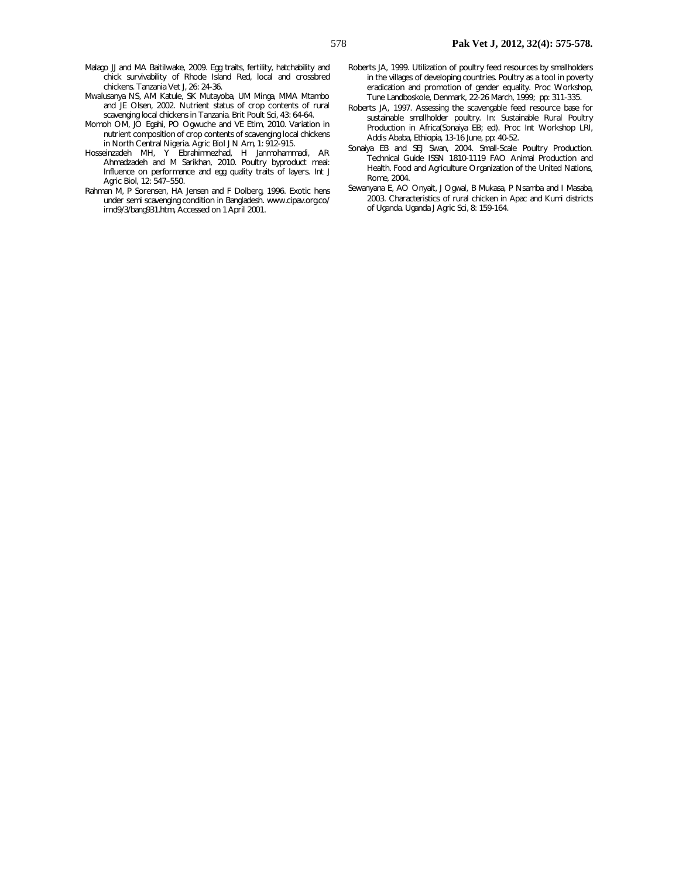Malago JJ and MA Baitilwake, 2009. Egg traits, fertility, hatchability and chick survivability of Rhode Island Red, local and crossbred chickens. Tanzania Vet J, 26: 24-36.

Mwalusanya NS, AM Katule, SK Mutayoba, UM Minga, MMA Mtambo and JE Olsen, 2002. Nutrient status of crop contents of rural scavenging local chickens in Tanzania. Brit Poult Sci, 43: 64-64.

Momoh OM, JO Egahi, PO Ogwuche and VE Etim, 2010. Variation in nutrient composition of crop contents of scavenging local chickens in North Central Nigeria. Agric Biol J N Am, 1: 912-915.

Hosseinzadeh MH, Y Ebrahimnezhad, H Janmohammadi, AR Ahmadzadeh and M Sarikhan, 2010. Poultry byproduct meal: Influence on performance and egg quality traits of layers. Int J Agric Biol, 12: 547–550.

Rahman M, P Sorensen, HA Jensen and F Dolberg, 1996. Exotic hens under semi scavenging condition in Bangladesh. www.cipav.org.co/irnd9/3/bang931.htm, Accessed on 1 April 2001.

Roberts JA, 1999. Utilization of poultry feed resources by smallholders in the villages of developing countries. Poultry as a tool in poverty eradication and promotion of gender equality. Proc Workshop, Tune Landboskole, Denmark, 22-26 March, 1999; pp: 311-335.

Roberts JA, 1997. Assessing the scavengable feed resource base for sustainable smallholder poultry. In: Sustainable Rural Poultry Production in Africa(Sonaiya EB; ed). Proc Int Workshop LRI, Addis Ababa, Ethiopia, 13-16 June, pp: 40-52.

Sonaiya EB and SEJ Swan, 2004. Small-Scale Poultry Production. Technical Guide ISSN 1810-1119 FAO Animal Production and Health. Food and Agriculture Organization of the United Nations, Rome, 2004.

Sewanyana E, AO Onyait, J Ogwal, B Mukasa, P Nsamba and I Masaba, 2003. Characteristics of rural chicken in Apac and Kumi districts of Uganda. Uganda J Agric Sci, 8: 159-164.